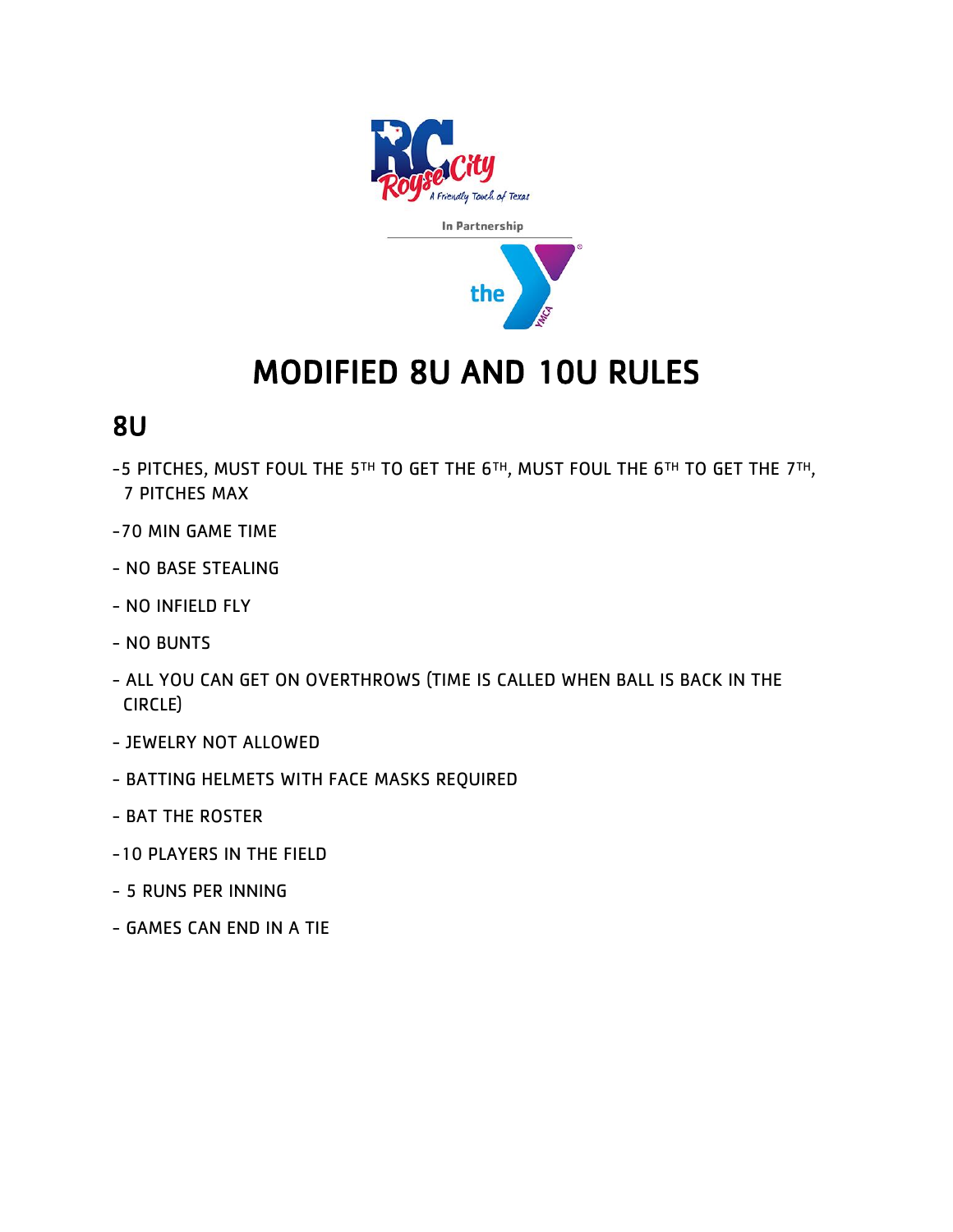In Partnership

# MODIFIED 8U AND 10U RULES

## 8U

- 5 PITCHES, MUST FOUL THE 5TH TO GET THE 6TH, MUST FOUL THE 6TH TO GET THE 7TH, 7 PITCHES MAX
- 70 MIN GAME TIME
- NO BASE STEALING
- NO INFIELD FLY
- NO BUNTS
- ALL YOU CAN GET ON OVERTHROWS (TIME IS CALLED WHEN BALL IS BACK IN THE CIRCLE)
- JEWELRY NOT ALLOWED
- BATTING HELMETS WITH FACE MASKS REQUIRED
- BAT THE ROSTER
- 10 PLAYERS IN THE FIELD
- 5 RUNS PER INNING
- GAMES CAN END IN A TIE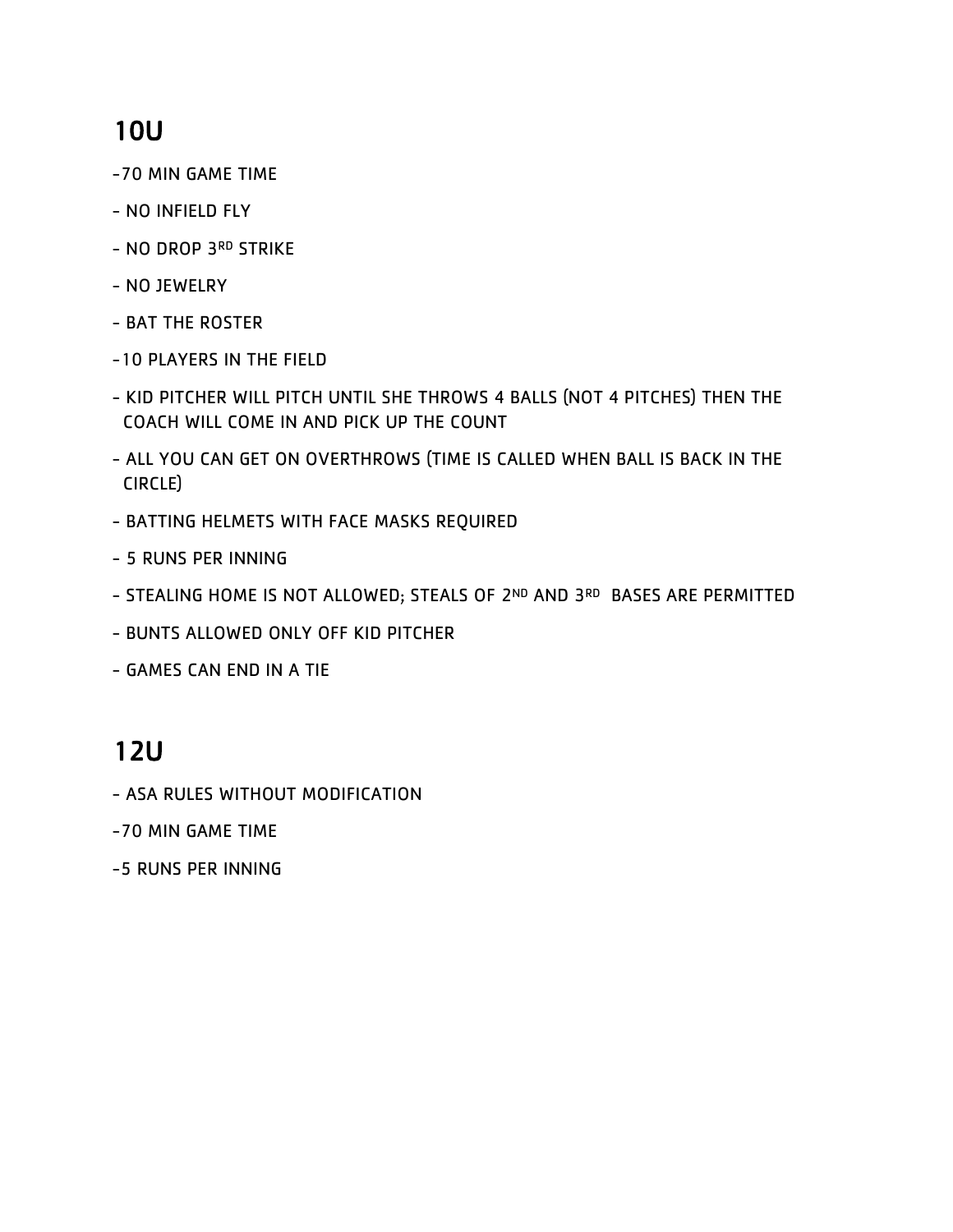# 10U

-70 MIN GAME TIME

- NO INFIELD FLY

- NO DROP 3RD STRIKE

- NO JEWELRY

- BAT THE ROSTER

-10 PLAYERS IN THE FIELD

- KID PITCHER WILL PITCH UNTIL SHE THROWS 4 BALLS (NOT 4 PITCHES) THEN THE COACH WILL COME IN AND PICK UP THE COUNT

- ALL YOU CAN GET ON OVERTHROWS (TIME IS CALLED WHEN BALL IS BACK IN THE CIRCLE)

- BATTING HELMETS WITH FACE MASKS REQUIRED

- 5 RUNS PER INNING

- STEALING HOME IS NOT ALLOWED; STEALS OF 2ND AND 3RD BASES ARE PERMITTED

- BUNTS ALLOWED ONLY OFF KID PITCHER

- GAMES CAN END IN A TIE

# 12U

- ASA RULES WITHOUT MODIFICATION

-70 MIN GAME TIME

-5 RUNS PER INNING